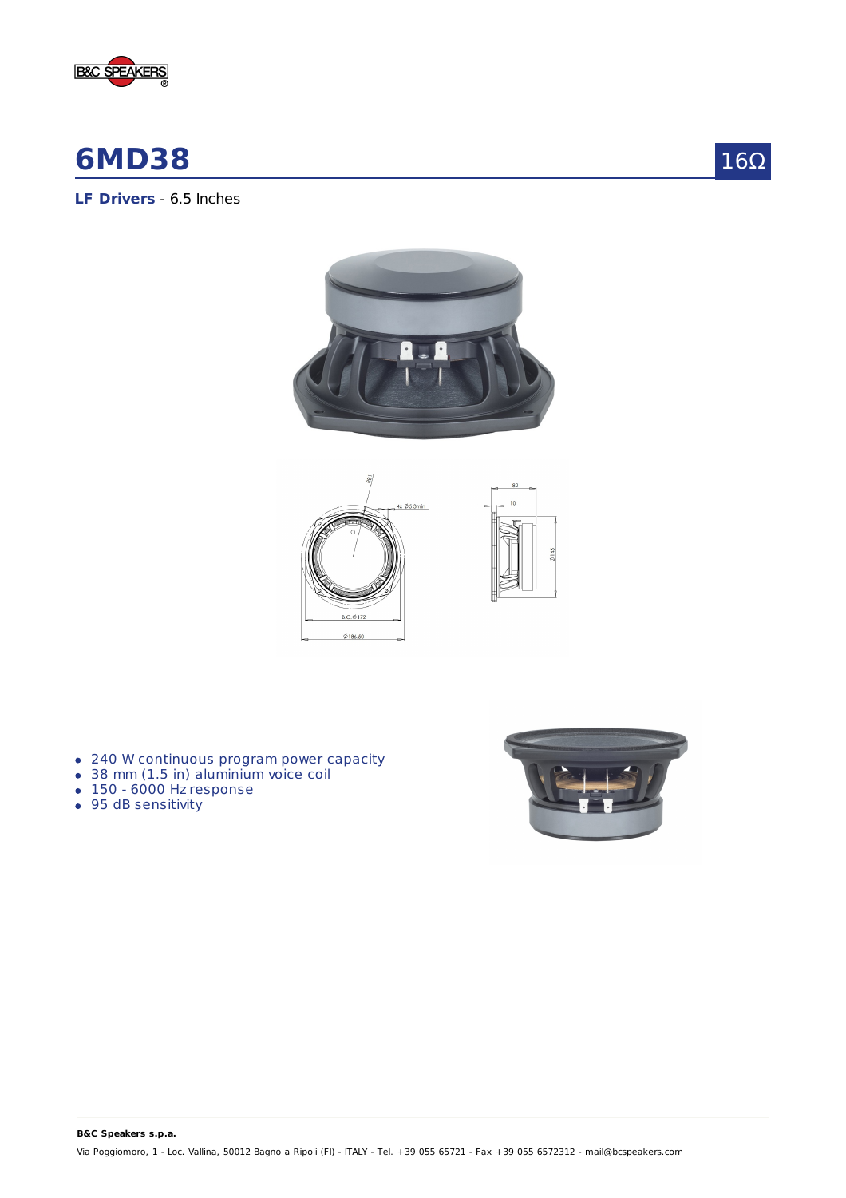# 6MD38

16Ω

**LF Drivers** - 6.5 Inches

- 240 W continuous program power capacity
- 38 mm (1.5 in) aluminium voice coil
- 150 - 6000 Hz response
- 95 dB sensitivity

**B&C Speakers s.p.a.**

Via Poggiomoro, 1 - Loc. Vallina, 50012 Bagno a Ripoli (FI) - ITALY - Tel. +39 055 65721 - Fax +39 055 6572312 - mail@bcspeakers.com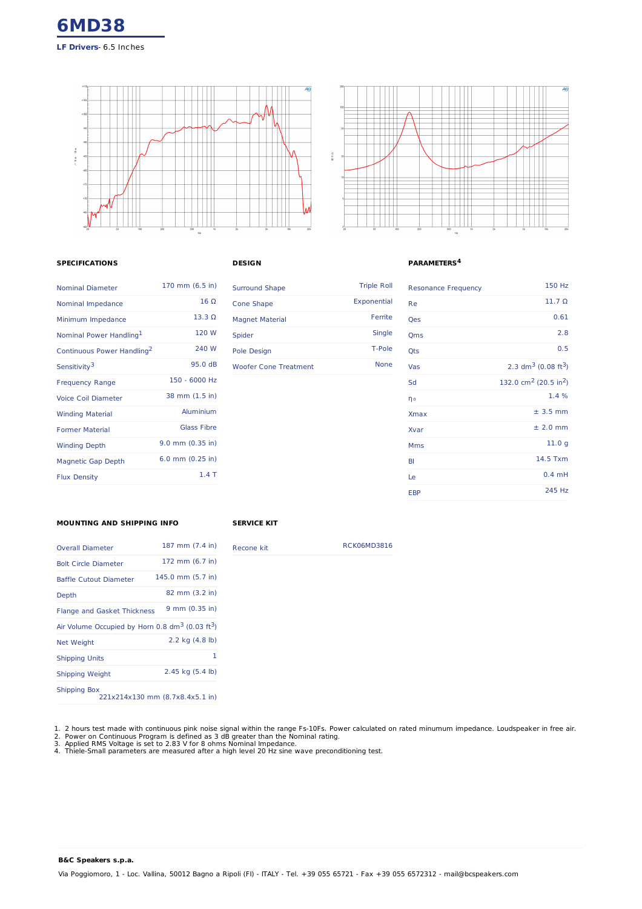# 6MD38

**LF Drivers**- 6.5 Inches

### SPECIFICATIONS

| | |
|---|---|
| Nominal Diameter | 170 mm (6.5 in) |
| Nominal Impedance | 16 Ω |
| Minimum Impedance | 13.3 Ω |
| Nominal Power Handling[1] | 120 W |
| Continuous Power Handling[2] | 240 W |
| Sensitivity[3] | 95.0 dB |
| Frequency Range | 150 - 6000 Hz |
| Voice Coil Diameter | 38 mm (1.5 in) |
| Winding Material | Aluminium |
| Former Material | Glass Fibre |
| Winding Depth | 9.0 mm (0.35 in) |
| Magnetic Gap Depth | 6.0 mm (0.25 in) |
| Flux Density | 1.4 T |

### DESIGN

| | |
|---|---|
| Surround Shape | Triple Roll |
| Cone Shape | Exponential |
| Magnet Material | Ferrite |
| Spider | Single |
| Pole Design | T-Pole |
| Woofer Cone Treatment | None |

### PARAMETERS[4]

| | |
|---|---|
| Resonance Frequency | 150 Hz |
| Re | 11.7 Ω |
| Qes | 0.61 |
| Qms | 2.8 |
| Qts | 0.5 |
| Vas | 2.3 $dm^3$ (0.08 $ft^3$) |
| Sd | 132.0 $cm^2$ (20.5 $in^2$) |
| $\eta_0$ | 1.4 % |
| Xmax | ± 3.5 mm |
| Xvar | ± 2.0 mm |
| Mms | 11.0 g |
| Bl | 14.5 Txm |
| Le | 0.4 mH |
| EBP | 245 Hz |

### MOUNTING AND SHIPPING INFO

| | |
|---|---|
| Overall Diameter | 187 mm (7.4 in) |
| Bolt Circle Diameter | 172 mm (6.7 in) |
| Baffle Cutout Diameter | 145.0 mm (5.7 in) |
| Depth | 82 mm (3.2 in) |
| Flange and Gasket Thickness | 9 mm (0.35 in) |
| Air Volume Occupied by Horn | 0.8 $dm^3$ (0.03 $ft^3$) |
| Net Weight | 2.2 kg (4.8 lb) |
| Shipping Units | 1 |
| Shipping Weight | 2.45 kg (5.4 lb) |
| Shipping Box | 221x214x130 mm (8.7x8.4x5.1 in) |

### SERVICE KIT

| | |
|---|---|
| Recone kit | RCK06MD3816 |

1. 2 hours test made with continuous pink noise signal within the range Fs-10Fs. Power calculated on rated minumum impedance. Loudspeaker in free air.
2. Power on Continuous Program is defined as 3 dB greater than the Nominal rating.
3. Applied RMS Voltage is set to 2.83 V for 8 ohms Nominal Impedance.
4. Thiele-Small parameters are measured after a high level 20 Hz sine wave preconditioning test.

**B&C Speakers s.p.a.**

Via Poggiomoro, 1 - Loc. Vallina, 50012 Bagno a Ripoli (FI) - ITALY - Tel. +39 055 65721 - Fax +39 055 6572312 - mail@bcspeakers.com